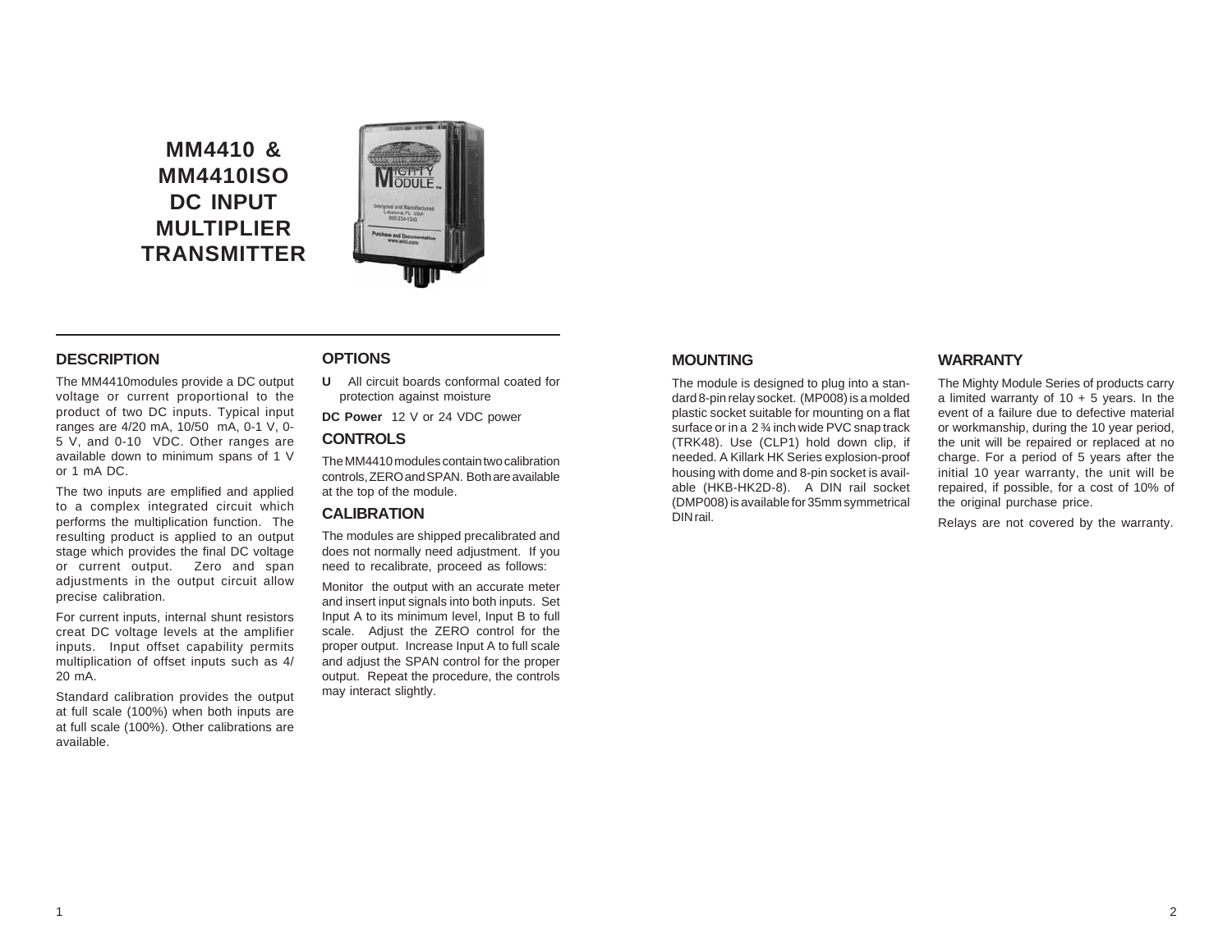# MM4410 & MM4410ISO DC INPUT MULTIPLIER TRANSMITTER

## DESCRIPTION

The MM4410modules provide a DC output voltage or current proportional to the product of two DC inputs. Typical input ranges are 4/20 mA, 10/50 mA, 0-1 V, 0-5 V, and 0-10 VDC. Other ranges are available down to minimum spans of 1 V or 1 mA DC.

The two inputs are emplified and applied to a complex integrated circuit which performs the multiplication function. The resulting product is applied to an output stage which provides the final DC voltage or current output. Zero and span adjustments in the output circuit allow precise calibration.

For current inputs, internal shunt resistors creat DC voltage levels at the amplifier inputs. Input offset capability permits multiplication of offset inputs such as 4/20 mA.

Standard calibration provides the output at full scale (100%) when both inputs are at full scale (100%). Other calibrations are available.

## OPTIONS

**U** All circuit boards conformal coated for protection against moisture

**DC Power** 12 V or 24 VDC power

## CONTROLS

The MM4410 modules contain two calibration controls, ZERO and SPAN. Both are available at the top of the module.

## CALIBRATION

The modules are shipped precalibrated and does not normally need adjustment. If you need to recalibrate, proceed as follows:

Monitor the output with an accurate meter and insert input signals into both inputs. Set Input A to its minimum level, Input B to full scale. Adjust the ZERO control for the proper output. Increase Input A to full scale and adjust the SPAN control for the proper output. Repeat the procedure, the controls may interact slightly.

## MOUNTING

The module is designed to plug into a standard 8-pin relay socket. (MP008) is a molded plastic socket suitable for mounting on a flat surface or in a 2 ¾ inch wide PVC snap track (TRK48). Use (CLP1) hold down clip, if needed. A Killark HK Series explosion-proof housing with dome and 8-pin socket is available (HKB-HK2D-8). A DIN rail socket (DMP008) is available for 35mm symmetrical DIN rail.

## WARRANTY

The Mighty Module Series of products carry a limited warranty of 10 + 5 years. In the event of a failure due to defective material or workmanship, during the 10 year period, the unit will be repaired or replaced at no charge. For a period of 5 years after the initial 10 year warranty, the unit will be repaired, if possible, for a cost of 10% of the original purchase price.

Relays are not covered by the warranty.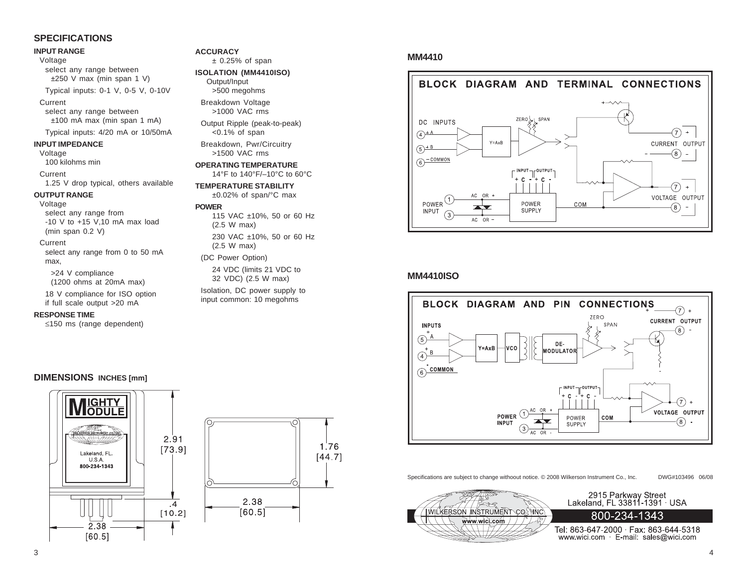## SPECIFICATIONS

**INPUT RANGE**

Voltage

select any range between ±250 V max (min span 1 V)

Typical inputs: 0-1 V, 0-5 V, 0-10V

Current

select any range between ±100 mA max (min span 1 mA)

Typical inputs: 4/20 mA or 10/50mA

**INPUT IMPEDANCE**

Voltage

100 kilohms min

Current

1.25 V drop typical, others available

**OUTPUT RANGE**

Voltage

select any range from -10 V to +15 V,10 mA max load (min span 0.2 V)

Current

select any range from 0 to 50 mA max,

>24 V compliance (1200 ohms at 20mA max)

18 V compliance for ISO option if full scale output >20 mA

**RESPONSE TIME**

≤150 ms (range dependent)

**ACCURACY**

± 0.25% of span

**ISOLATION (MM4410ISO)**

Output/Input

>500 megohms

Breakdown Voltage

>1000 VAC rms

Output Ripple (peak-to-peak)

<0.1% of span

Breakdown, Pwr/Circuitry

>1500 VAC rms

**OPERATING TEMPERATURE**

14°F to 140°F/–10°C to 60°C

**TEMPERATURE STABILITY**

±0.02% of span/°C max

**POWER**

115 VAC ±10%, 50 or 60 Hz (2.5 W max)

230 VAC ±10%, 50 or 60 Hz (2.5 W max)

(DC Power Option)

24 VDC (limits 21 VDC to 32 VDC) (2.5 W max)

Isolation, DC power supply to input common: 10 megohms

## DIMENSIONS INCHES [mm]

MIGHTY MODULE

WILKERSON INSTRUMENT CO., INC.

Lakeland, FL. U.S.A.

800-234-1343

2.91 [73.9]

.4 [10.2]

2.38 [60.5]

1.76 [44.7]

2.38 [60.5]

## MM4410

BLOCK DIAGRAM AND TERMINAL CONNECTIONS

DC INPUTS

4 + A

5 + B

6 – COMMON

Y=AxB

ZERO SPAN

INPUT OUTPUT

+ C - + C -

POWER INPUT 1 3

AC OR +

AC OR –

POWER SUPPLY

COM

7 + 8 – CURRENT OUTPUT

7 + 8 – VOLTAGE OUTPUT

## MM4410ISO

BLOCK DIAGRAM AND PIN CONNECTIONS

INPUTS

5 + A

4 + B

6 - COMMON

Y=AxB

VCO

DE-MODULATOR

ZERO SPAN

7 + 8 - CURRENT OUTPUT

INPUT OUTPUT

+ C - + C -

POWER INPUT 1 3

AC OR +

AC OR -

POWER SUPPLY

COM

7 + 8 - VOLTAGE OUTPUT

Specifications are subject to change withoout notice. © 2008 Wilkerson Instrument Co., Inc. DWG#103496 06/08

WILKERSON INSTRUMENT CO., INC.

www.wici.com

2915 Parkway Street
Lakeland, FL 33811-1391 · USA

800-234-1343

Tel: 863-647-2000 · Fax: 863-644-5318
www.wici.com · E-mail: sales@wici.com